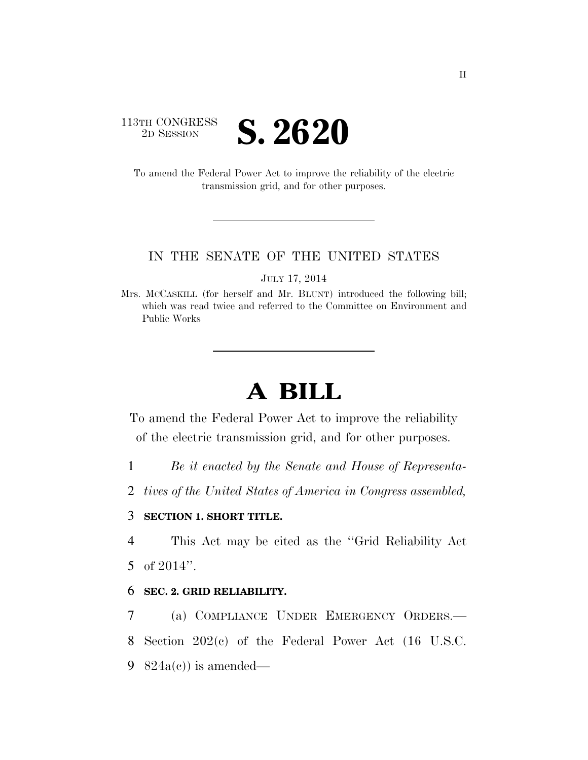113TH CONGRESS
2D SESSION

# S. 2620

To amend the Federal Power Act to improve the reliability of the electric transmission grid, and for other purposes.

---

IN THE SENATE OF THE UNITED STATES

JULY 17, 2014

Mrs. MCCASKILL (for herself and Mr. BLUNT) introduced the following bill; which was read twice and referred to the Committee on Environment and Public Works

---

# A BILL

To amend the Federal Power Act to improve the reliability of the electric transmission grid, and for other purposes.

1 *Be it enacted by the Senate and House of Representa-*
2 *tives of the United States of America in Congress assembled,*

3 **SECTION 1. SHORT TITLE.**

4 This Act may be cited as the "Grid Reliability Act
5 of 2014".

6 **SEC. 2. GRID RELIABILITY.**

7 (a) COMPLIANCE UNDER EMERGENCY ORDERS.—
8 Section 202(c) of the Federal Power Act (16 U.S.C.
9 824a(c)) is amended—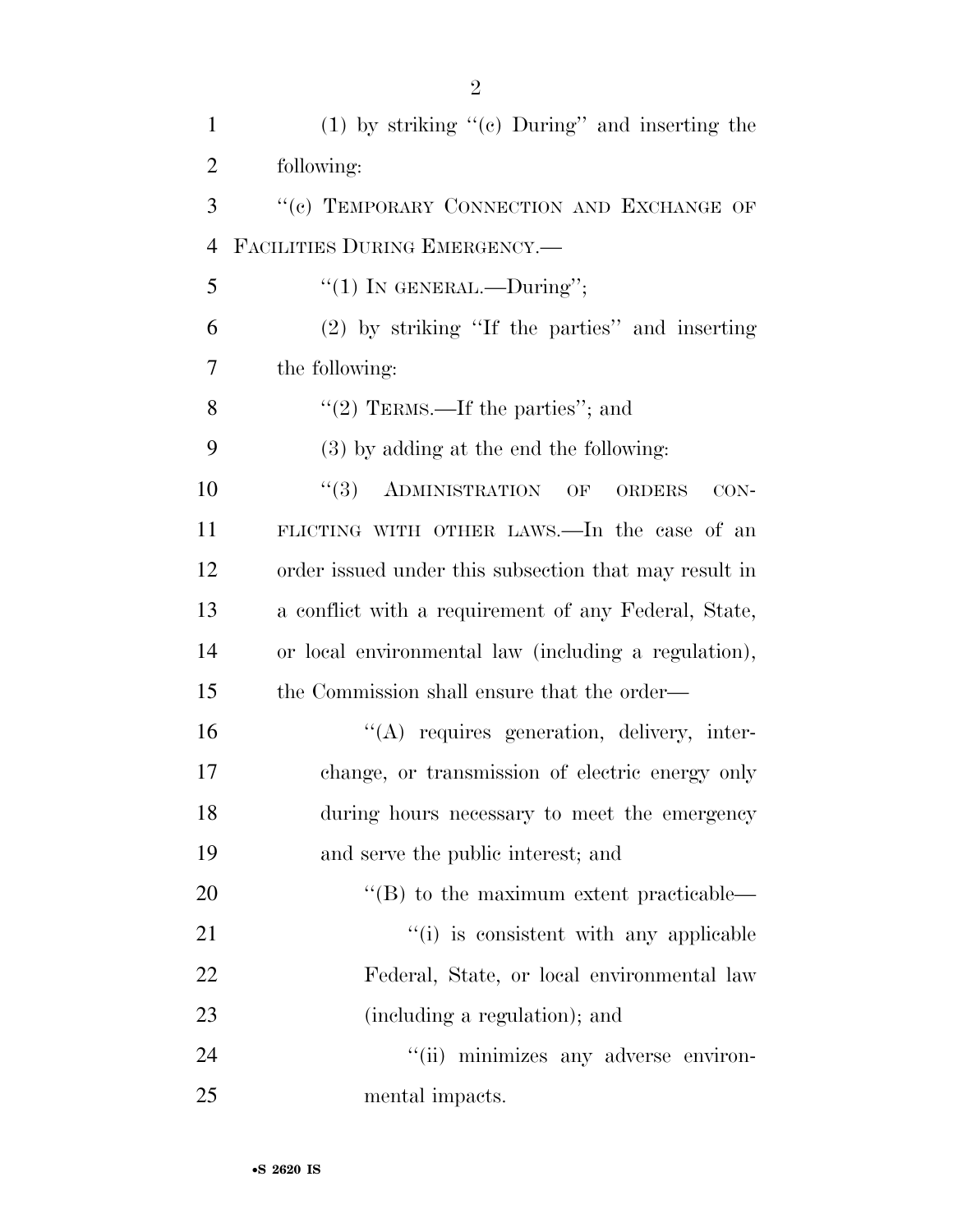(1) by striking "(c) During" and inserting the following:

"(c) TEMPORARY CONNECTION AND EXCHANGE OF FACILITIES DURING EMERGENCY.—

"(1) IN GENERAL.—During";

(2) by striking "If the parties" and inserting the following:

"(2) TERMS.—If the parties"; and

(3) by adding at the end the following:

"(3) ADMINISTRATION OF ORDERS CONFLICTING WITH OTHER LAWS.—In the case of an order issued under this subsection that may result in a conflict with a requirement of any Federal, State, or local environmental law (including a regulation), the Commission shall ensure that the order—

"(A) requires generation, delivery, interchange, or transmission of electric energy only during hours necessary to meet the emergency and serve the public interest; and

"(B) to the maximum extent practicable—

"(i) is consistent with any applicable Federal, State, or local environmental law (including a regulation); and

"(ii) minimizes any adverse environmental impacts.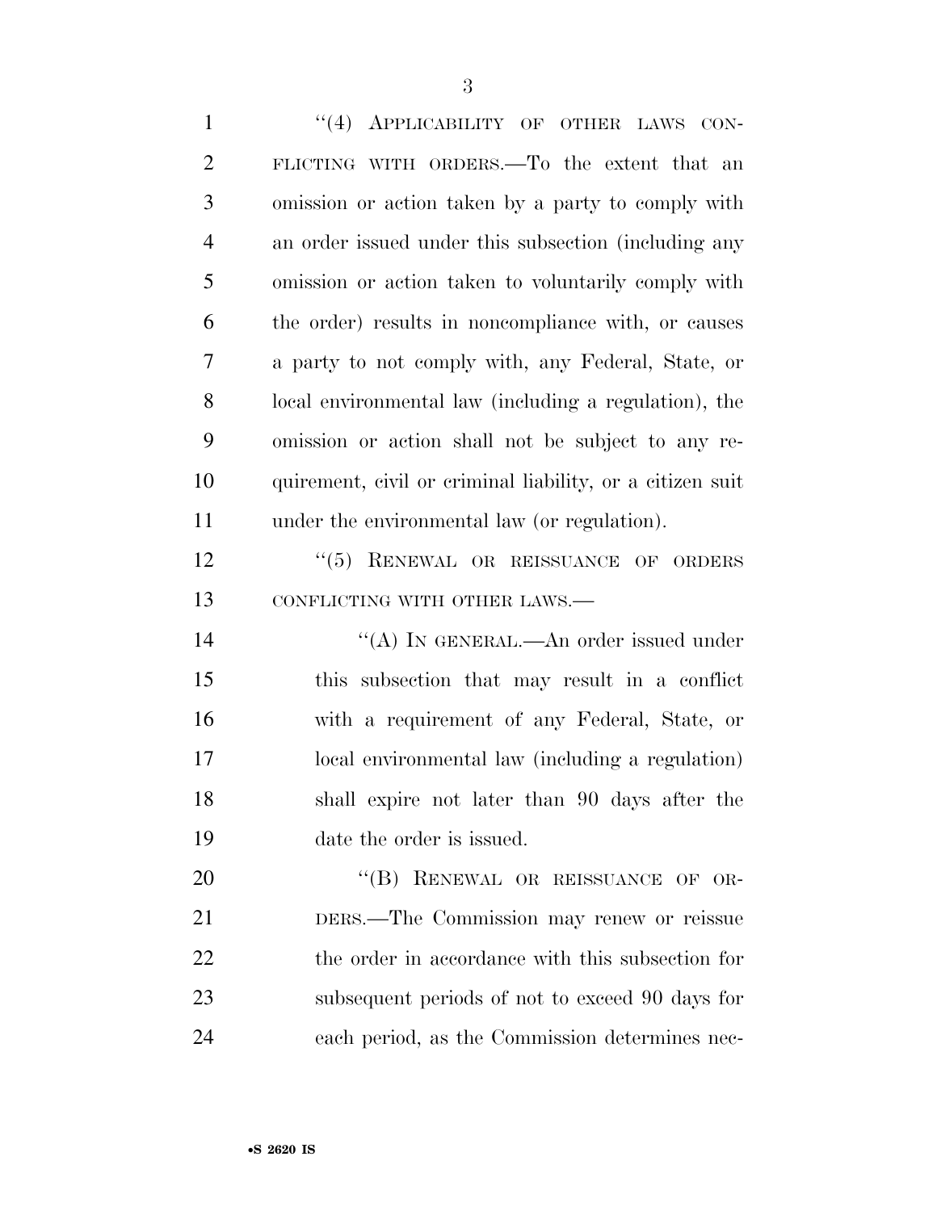"(4) APPLICABILITY OF OTHER LAWS CONFLICTING WITH ORDERS.—To the extent that an omission or action taken by a party to comply with an order issued under this subsection (including any omission or action taken to voluntarily comply with the order) results in noncompliance with, or causes a party to not comply with, any Federal, State, or local environmental law (including a regulation), the omission or action shall not be subject to any requirement, civil or criminal liability, or a citizen suit under the environmental law (or regulation).

"(5) RENEWAL OR REISSUANCE OF ORDERS CONFLICTING WITH OTHER LAWS.—

"(A) IN GENERAL.—An order issued under this subsection that may result in a conflict with a requirement of any Federal, State, or local environmental law (including a regulation) shall expire not later than 90 days after the date the order is issued.

"(B) RENEWAL OR REISSUANCE OF ORDERS.—The Commission may renew or reissue the order in accordance with this subsection for subsequent periods of not to exceed 90 days for each period, as the Commission determines nec-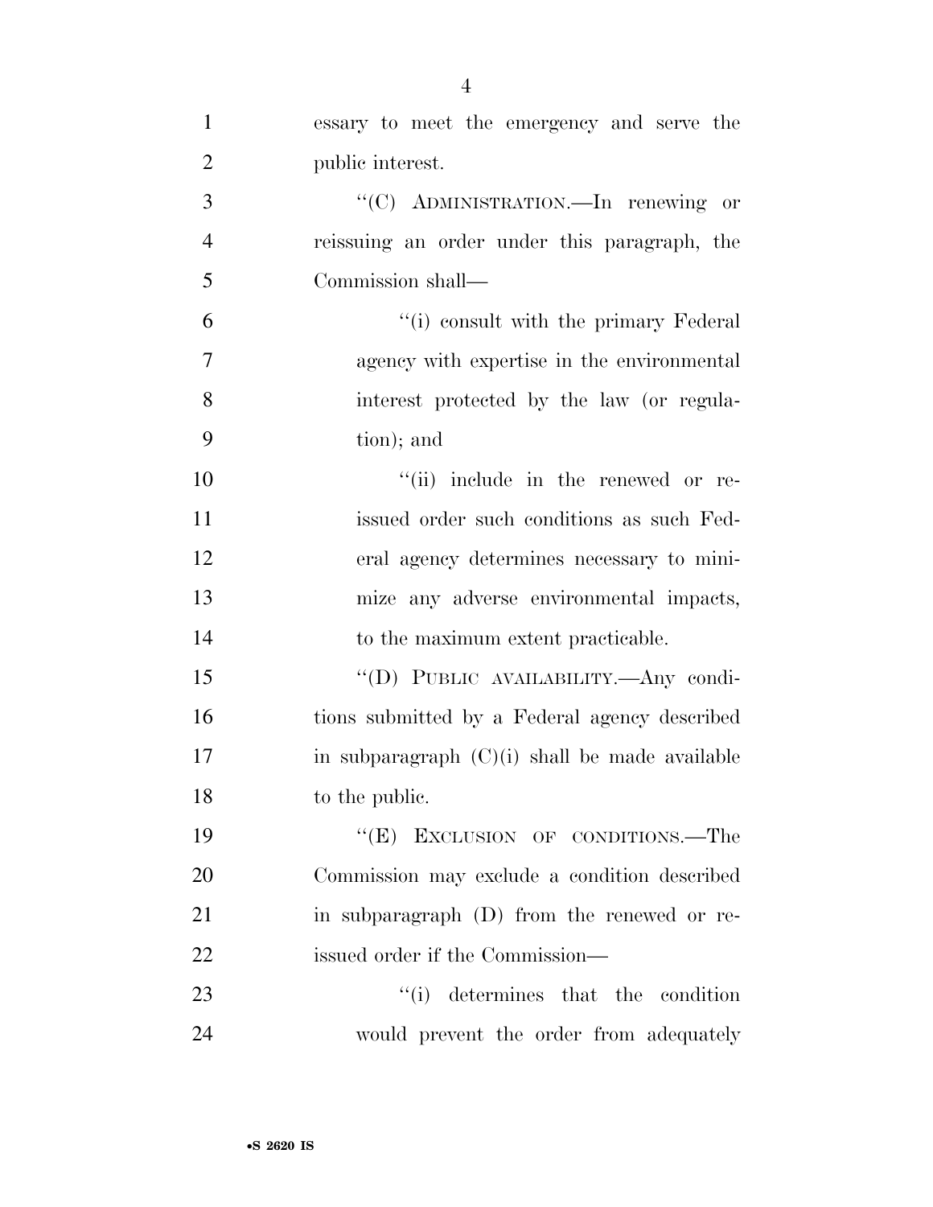essary to meet the emergency and serve the public interest.

"(C) ADMINISTRATION.—In renewing or reissuing an order under this paragraph, the Commission shall—

"(i) consult with the primary Federal agency with expertise in the environmental interest protected by the law (or regulation); and

"(ii) include in the renewed or reissued order such conditions as such Federal agency determines necessary to minimize any adverse environmental impacts, to the maximum extent practicable.

"(D) PUBLIC AVAILABILITY.—Any conditions submitted by a Federal agency described in subparagraph (C)(i) shall be made available to the public.

"(E) EXCLUSION OF CONDITIONS.—The Commission may exclude a condition described in subparagraph (D) from the renewed or reissued order if the Commission—

"(i) determines that the condition would prevent the order from adequately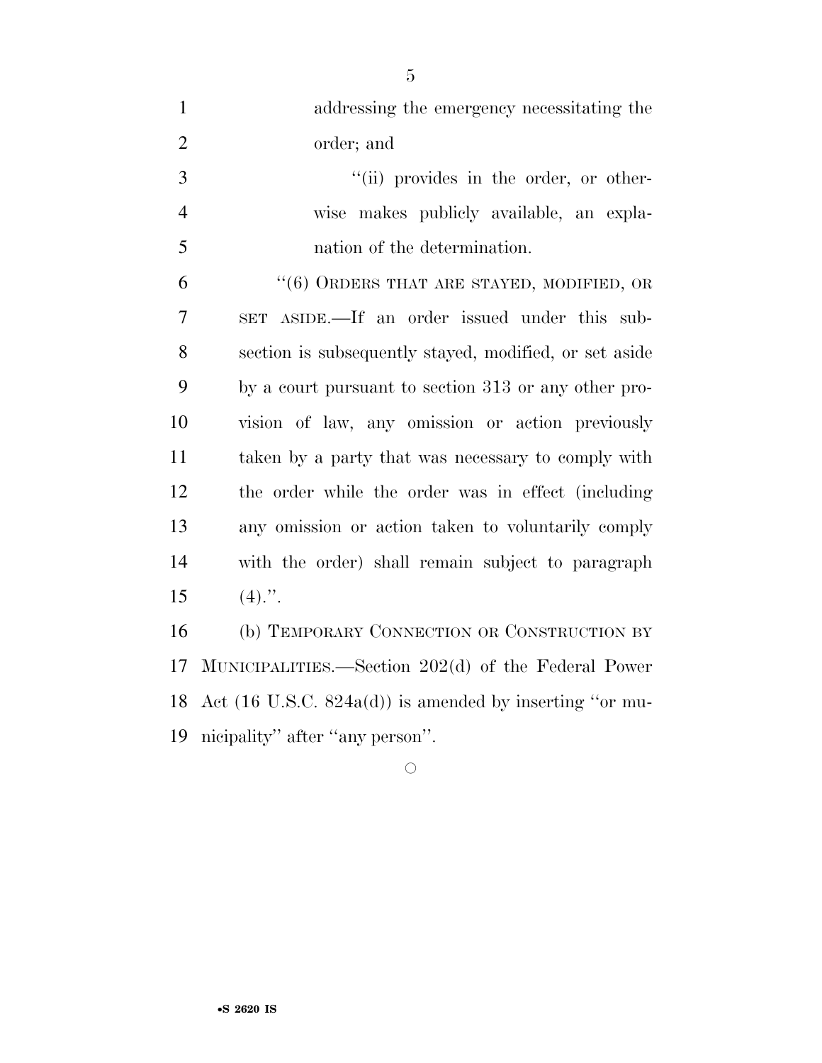addressing the emergency necessitating the order; and

"(ii) provides in the order, or otherwise makes publicly available, an explanation of the determination.

"(6) ORDERS THAT ARE STAYED, MODIFIED, OR SET ASIDE.—If an order issued under this subsection is subsequently stayed, modified, or set aside by a court pursuant to section 313 or any other provision of law, any omission or action previously taken by a party that was necessary to comply with the order while the order was in effect (including any omission or action taken to voluntarily comply with the order) shall remain subject to paragraph (4).".

(b) TEMPORARY CONNECTION OR CONSTRUCTION BY MUNICIPALITIES.—Section 202(d) of the Federal Power Act (16 U.S.C. 824a(d)) is amended by inserting "or municipality" after "any person".